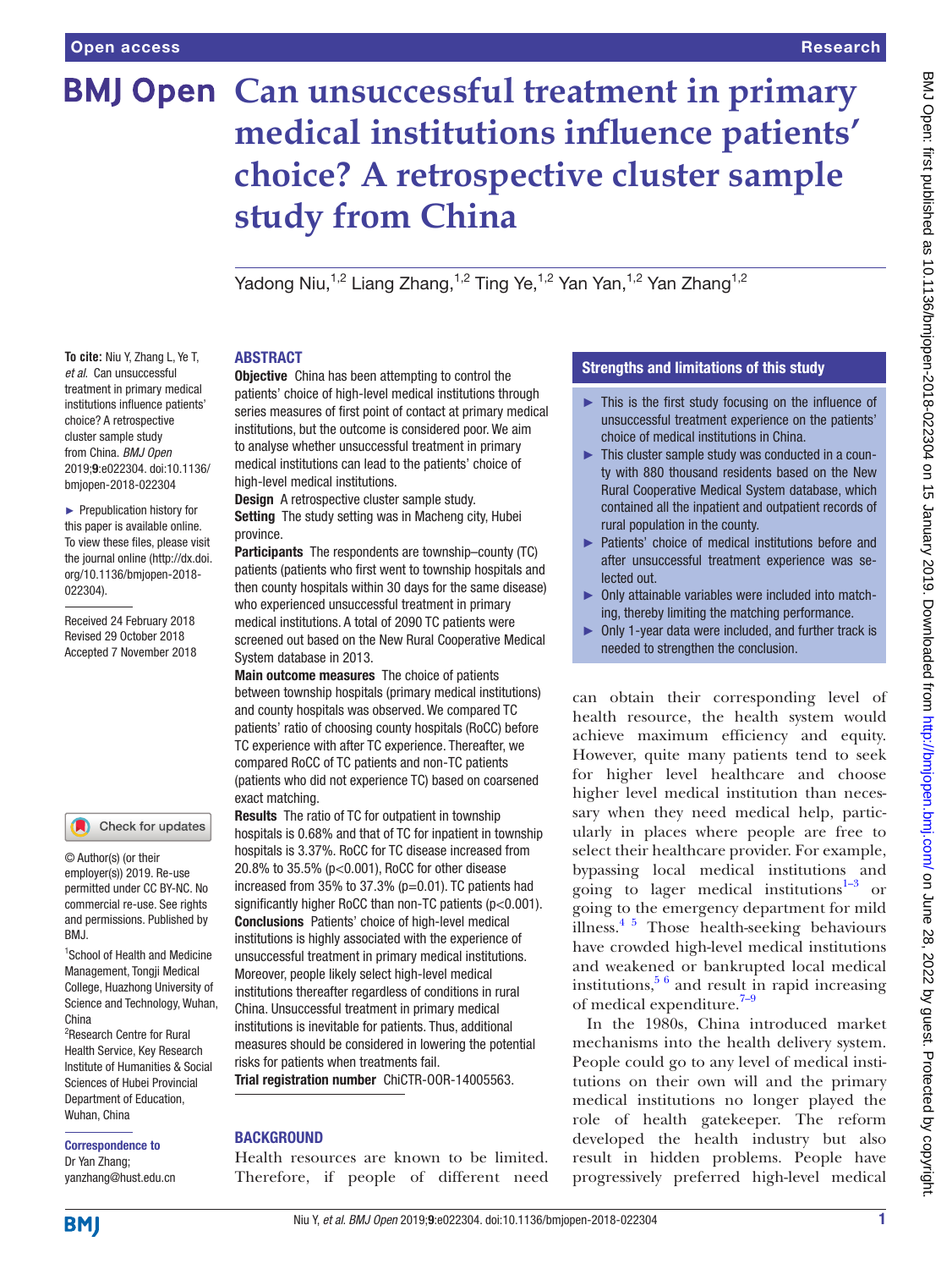Open access

Research

# Can unsuccessful treatment in primary medical institutions influence patients' choice? A retrospective cluster sample study from China

Yadong Niu,[1,2] Liang Zhang,[1,2] Ting Ye,[1,2] Yan Yan,[1,2] Yan Zhang[1,2]

**To cite:** Niu Y, Zhang L, Ye T, *et al*. Can unsuccessful treatment in primary medical institutions influence patients' choice? A retrospective cluster sample study from China. *BMJ Open* 2019;**9**:e022304. doi:10.1136/bmjopen-2018-022304

► Prepublication history for this paper is available online. To view these files, please visit the journal online (http://dx.doi.org/10.1136/bmjopen-2018-022304).

Received 24 February 2018
Revised 29 October 2018
Accepted 7 November 2018

© Author(s) (or their employer(s)) 2019. Re-use permitted under CC BY-NC. No commercial re-use. See rights and permissions. Published by BMJ.

[1]School of Health and Medicine Management, Tongji Medical College, Huazhong University of Science and Technology, Wuhan, China
[2]Research Centre for Rural Health Service, Key Research Institute of Humanities & Social Sciences of Hubei Provincial Department of Education, Wuhan, China

**Correspondence to**
Dr Yan Zhang;
yanzhang@hust.edu.cn

## ABSTRACT

**Objective** China has been attempting to control the patients' choice of high-level medical institutions through series measures of first point of contact at primary medical institutions, but the outcome is considered poor. We aim to analyse whether unsuccessful treatment in primary medical institutions can lead to the patients' choice of high-level medical institutions.

**Design** A retrospective cluster sample study.

**Setting** The study setting was in Macheng city, Hubei province.

**Participants** The respondents are township–county (TC) patients (patients who first went to township hospitals and then county hospitals within 30 days for the same disease) who experienced unsuccessful treatment in primary medical institutions. A total of 2090 TC patients were screened out based on the New Rural Cooperative Medical System database in 2013.

**Main outcome measures** The choice of patients between township hospitals (primary medical institutions) and county hospitals was observed. We compared TC patients' ratio of choosing county hospitals (RoCC) before TC experience with after TC experience. Thereafter, we compared RoCC of TC patients and non-TC patients (patients who did not experience TC) based on coarsened exact matching.

**Results** The ratio of TC for outpatient in township hospitals is 0.68% and that of TC for inpatient in township hospitals is 3.37%. RoCC for TC disease increased from 20.8% to 35.5% (p<0.001), RoCC for other disease increased from 35% to 37.3% (p=0.01). TC patients had significantly higher RoCC than non-TC patients (p<0.001).

**Conclusions** Patients' choice of high-level medical institutions is highly associated with the experience of unsuccessful treatment in primary medical institutions. Moreover, people likely select high-level medical institutions thereafter regardless of conditions in rural China. Unsuccessful treatment in primary medical institutions is inevitable for patients. Thus, additional measures should be considered in lowering the potential risks for patients when treatments fail.

**Trial registration number** ChiCTR-OOR-14005563.

### Strengths and limitations of this study

- ► This is the first study focusing on the influence of unsuccessful treatment experience on the patients' choice of medical institutions in China.
- ► This cluster sample study was conducted in a county with 880 thousand residents based on the New Rural Cooperative Medical System database, which contained all the inpatient and outpatient records of rural population in the county.
- ► Patients' choice of medical institutions before and after unsuccessful treatment experience was selected out.
- ► Only attainable variables were included into matching, thereby limiting the matching performance.
- ► Only 1-year data were included, and further track is needed to strengthen the conclusion.

## BACKGROUND

Health resources are known to be limited. Therefore, if people of different need can obtain their corresponding level of health resource, the health system would achieve maximum efficiency and equity. However, quite many patients tend to seek for higher level healthcare and choose higher level medical institution than necessary when they need medical help, particularly in places where people are free to select their healthcare provider. For example, bypassing local medical institutions and going to lager medical institutions[1–3] or going to the emergency department for mild illness.[4 5] Those health-seeking behaviours have crowded high-level medical institutions and weakened or bankrupted local medical institutions,[5 6] and result in rapid increasing of medical expenditure.[7–9]

In the 1980s, China introduced market mechanisms into the health delivery system. People could go to any level of medical institutions on their own will and the primary medical institutions no longer played the role of health gatekeeper. The reform developed the health industry but also result in hidden problems. People have progressively preferred high-level medical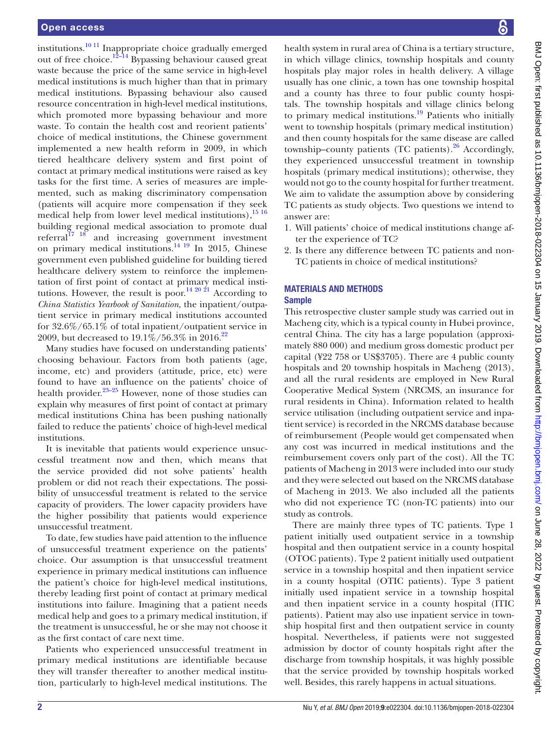institutions.[10 11] Inappropriate choice gradually emerged out of free choice.[12–14] Bypassing behaviour caused great waste because the price of the same service in high-level medical institutions is much higher than that in primary medical institutions. Bypassing behaviour also caused resource concentration in high-level medical institutions, which promoted more bypassing behaviour and more waste. To contain the health cost and reorient patients' choice of medical institutions, the Chinese government implemented a new health reform in 2009, in which tiered healthcare delivery system and first point of contact at primary medical institutions were raised as key tasks for the first time. A series of measures are implemented, such as making discriminatory compensation (patients will acquire more compensation if they seek medical help from lower level medical institutions),[15 16] building regional medical association to promote dual referral[17 18] and increasing government investment on primary medical institutions.[14 19] In 2015, Chinese government even published guideline for building tiered healthcare delivery system to reinforce the implementation of first point of contact at primary medical institutions. However, the result is poor.[14 20 21] According to *China Statistics Yearbook of Sanitation*, the inpatient/outpatient service in primary medical institutions accounted for 32.6%/65.1% of total inpatient/outpatient service in 2009, but decreased to 19.1%/56.3% in 2016.[22]

Many studies have focused on understanding patients' choosing behaviour. Factors from both patients (age, income, etc) and providers (attitude, price, etc) were found to have an influence on the patients' choice of health provider.[23–25] However, none of those studies can explain why measures of first point of contact at primary medical institutions China has been pushing nationally failed to reduce the patients' choice of high-level medical institutions.

It is inevitable that patients would experience unsuccessful treatment now and then, which means that the service provided did not solve patients' health problem or did not reach their expectations. The possibility of unsuccessful treatment is related to the service capacity of providers. The lower capacity providers have the higher possibility that patients would experience unsuccessful treatment.

To date, few studies have paid attention to the influence of unsuccessful treatment experience on the patients' choice. Our assumption is that unsuccessful treatment experience in primary medical institutions can influence the patient's choice for high-level medical institutions, thereby leading first point of contact at primary medical institutions into failure. Imagining that a patient needs medical help and goes to a primary medical institution, if the treatment is unsuccessful, he or she may not choose it as the first contact of care next time.

Patients who experienced unsuccessful treatment in primary medical institutions are identifiable because they will transfer thereafter to another medical institution, particularly to high-level medical institutions. The health system in rural area of China is a tertiary structure, in which village clinics, township hospitals and county hospitals play major roles in health delivery. A village usually has one clinic, a town has one township hospital and a county has three to four public county hospitals. The township hospitals and village clinics belong to primary medical institutions.[19] Patients who initially went to township hospitals (primary medical institution) and then county hospitals for the same disease are called township–county patients (TC patients).[26] Accordingly, they experienced unsuccessful treatment in township hospitals (primary medical institutions); otherwise, they would not go to the county hospital for further treatment. We aim to validate the assumption above by considering TC patients as study objects. Two questions we intend to answer are:

1. Will patients' choice of medical institutions change after the experience of TC?
2. Is there any difference between TC patients and non-TC patients in choice of medical institutions?

## MATERIALS AND METHODS

### Sample

This retrospective cluster sample study was carried out in Macheng city, which is a typical county in Hubei province, central China. The city has a large population (approximately 880 000) and medium gross domestic product per capital (¥22 758 or US$3705). There are 4 public county hospitals and 20 township hospitals in Macheng (2013), and all the rural residents are employed in New Rural Cooperative Medical System (NRCMS, an insurance for rural residents in China). Information related to health service utilisation (including outpatient service and inpatient service) is recorded in the NRCMS database because of reimbursement (People would get compensated when any cost was incurred in medical institutions and the reimbursement covers only part of the cost). All the TC patients of Macheng in 2013 were included into our study and they were selected out based on the NRCMS database of Macheng in 2013. We also included all the patients who did not experience TC (non-TC patients) into our study as controls.

There are mainly three types of TC patients. Type 1 patient initially used outpatient service in a township hospital and then outpatient service in a county hospital (OTOC patients). Type 2 patient initially used outpatient service in a township hospital and then inpatient service in a county hospital (OTIC patients). Type 3 patient initially used inpatient service in a township hospital and then inpatient service in a county hospital (ITIC patients). Patient may also use inpatient service in township hospital first and then outpatient service in county hospital. Nevertheless, if patients were not suggested admission by doctor of county hospitals right after the discharge from township hospitals, it was highly possible that the service provided by township hospitals worked well. Besides, this rarely happens in actual situations.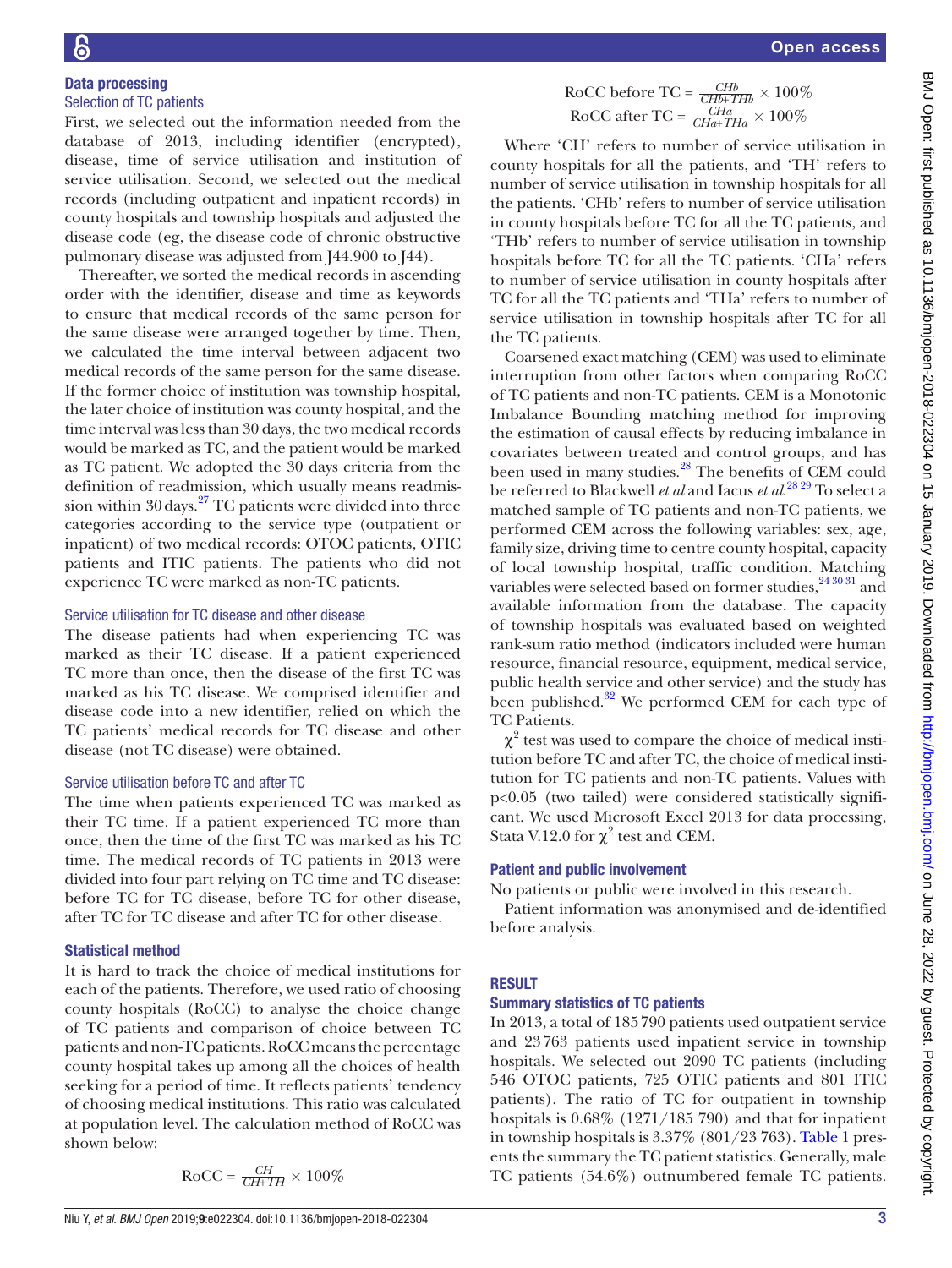## Data processing

### Selection of TC patients

First, we selected out the information needed from the database of 2013, including identifier (encrypted), disease, time of service utilisation and institution of service utilisation. Second, we selected out the medical records (including outpatient and inpatient records) in county hospitals and township hospitals and adjusted the disease code (eg, the disease code of chronic obstructive pulmonary disease was adjusted from J44.900 to J44).

Thereafter, we sorted the medical records in ascending order with the identifier, disease and time as keywords to ensure that medical records of the same person for the same disease were arranged together by time. Then, we calculated the time interval between adjacent two medical records of the same person for the same disease. If the former choice of institution was township hospital, the later choice of institution was county hospital, and the time interval was less than 30 days, the two medical records would be marked as TC, and the patient would be marked as TC patient. We adopted the 30 days criteria from the definition of readmission, which usually means readmission within 30 days.[27] TC patients were divided into three categories according to the service type (outpatient or inpatient) of two medical records: OTOC patients, OTIC patients and ITIC patients. The patients who did not experience TC were marked as non-TC patients.

### Service utilisation for TC disease and other disease

The disease patients had when experiencing TC was marked as their TC disease. If a patient experienced TC more than once, then the disease of the first TC was marked as his TC disease. We comprised identifier and disease code into a new identifier, relied on which the TC patients' medical records for TC disease and other disease (not TC disease) were obtained.

### Service utilisation before TC and after TC

The time when patients experienced TC was marked as their TC time. If a patient experienced TC more than once, then the time of the first TC was marked as his TC time. The medical records of TC patients in 2013 were divided into four part relying on TC time and TC disease: before TC for TC disease, before TC for other disease, after TC for TC disease and after TC for other disease.

## Statistical method

It is hard to track the choice of medical institutions for each of the patients. Therefore, we used ratio of choosing county hospitals (RoCC) to analyse the choice change of TC patients and comparison of choice between TC patients and non-TC patients. RoCC means the percentage county hospital takes up among all the choices of health seeking for a period of time. It reflects patients' tendency of choosing medical institutions. This ratio was calculated at population level. The calculation method of RoCC was shown below:

$$\text{RoCC} = \frac{CH}{CH+TH} \times 100\%$$

$$\text{RoCC before TC} = \frac{CHb}{CHb+THb} \times 100\%$$

$$\text{RoCC after TC} = \frac{CHa}{CHa+THa} \times 100\%$$

Where 'CH' refers to number of service utilisation in county hospitals for all the patients, and 'TH' refers to number of service utilisation in township hospitals for all the patients. 'CHb' refers to number of service utilisation in county hospitals before TC for all the TC patients, and 'THb' refers to number of service utilisation in township hospitals before TC for all the TC patients. 'CHa' refers to number of service utilisation in county hospitals after TC for all the TC patients and 'THa' refers to number of service utilisation in township hospitals after TC for all the TC patients.

Coarsened exact matching (CEM) was used to eliminate interruption from other factors when comparing RoCC of TC patients and non-TC patients. CEM is a Monotonic Imbalance Bounding matching method for improving the estimation of causal effects by reducing imbalance in covariates between treated and control groups, and has been used in many studies.[28] The benefits of CEM could be referred to Blackwell *et al* and Iacus *et al*.[28,29] To select a matched sample of TC patients and non-TC patients, we performed CEM across the following variables: sex, age, family size, driving time to centre county hospital, capacity of local township hospital, traffic condition. Matching variables were selected based on former studies,[24,30,31] and available information from the database. The capacity of township hospitals was evaluated based on weighted rank-sum ratio method (indicators included were human resource, financial resource, equipment, medical service, public health service and other service) and the study has been published.[32] We performed CEM for each type of TC Patients.

$\chi^2$ test was used to compare the choice of medical institution before TC and after TC, the choice of medical institution for TC patients and non-TC patients. Values with $p<0.05$ (two tailed) were considered statistically significant. We used Microsoft Excel 2013 for data processing, Stata V.12.0 for $\chi^2$ test and CEM.

## Patient and public involvement

No patients or public were involved in this research.

Patient information was anonymised and de-identified before analysis.

# RESULT

## Summary statistics of TC patients

In 2013, a total of 185 790 patients used outpatient service and 23 763 patients used inpatient service in township hospitals. We selected out 2090 TC patients (including 546 OTOC patients, 725 OTIC patients and 801 ITIC patients). The ratio of TC for outpatient in township hospitals is 0.68% (1271/185 790) and that for inpatient in township hospitals is 3.37% (801/23 763). Table 1 presents the summary the TC patient statistics. Generally, male TC patients (54.6%) outnumbered female TC patients.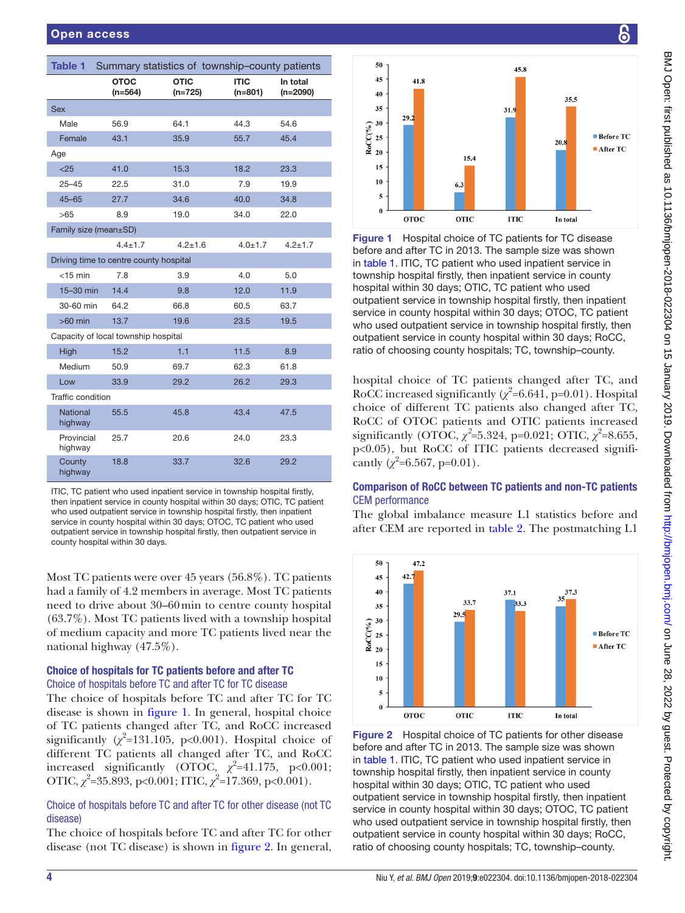**Table 1** Summary statistics of township–county patients

| | OTOC (n=564) | OTIC (n=725) | ITIC (n=801) | In total (n=2090) |
|---|---|---|---|---|
| Sex | | | | |
| Male | 56.9 | 64.1 | 44.3 | 54.6 |
| Female | 43.1 | 35.9 | 55.7 | 45.4 |
| Age | | | | |
| <25 | 41.0 | 15.3 | 18.2 | 23.3 |
| 25–45 | 22.5 | 31.0 | 7.9 | 19.9 |
| 45–65 | 27.7 | 34.6 | 40.0 | 34.8 |
| >65 | 8.9 | 19.0 | 34.0 | 22.0 |
| Family size (mean±SD) | | | | |
| | 4.4±1.7 | 4.2±1.6 | 4.0±1.7 | 4.2±1.7 |
| Driving time to centre county hospital | | | | |
| <15 min | 7.8 | 3.9 | 4.0 | 5.0 |
| 15–30 min | 14.4 | 9.8 | 12.0 | 11.9 |
| 30-60 min | 64.2 | 66.8 | 60.5 | 63.7 |
| >60 min | 13.7 | 19.6 | 23.5 | 19.5 |
| Capacity of local township hospital | | | | |
| High | 15.2 | 1.1 | 11.5 | 8.9 |
| Medium | 50.9 | 69.7 | 62.3 | 61.8 |
| Low | 33.9 | 29.2 | 26.2 | 29.3 |
| Traffic condition | | | | |
| National highway | 55.5 | 45.8 | 43.4 | 47.5 |
| Provincial highway | 25.7 | 20.6 | 24.0 | 23.3 |
| County highway | 18.8 | 33.7 | 32.6 | 29.2 |

ITIC, TC patient who used inpatient service in township hospital firstly, then inpatient service in county hospital within 30 days; OTIC, TC patient who used outpatient service in township hospital firstly, then inpatient service in county hospital within 30 days; OTOC, TC patient who used outpatient service in township hospital firstly, then outpatient service in county hospital within 30 days.

Most TC patients were over 45 years (56.8%). TC patients had a family of 4.2 members in average. Most TC patients need to drive about 30–60 min to centre county hospital (63.7%). Most TC patients lived with a township hospital of medium capacity and more TC patients lived near the national highway (47.5%).

## Choice of hospitals for TC patients before and after TC

### Choice of hospitals before TC and after TC for TC disease

The choice of hospitals before TC and after TC for TC disease is shown in figure 1. In general, hospital choice of TC patients changed after TC, and RoCC increased significantly ($\chi^2$=131.105, p<0.001). Hospital choice of different TC patients all changed after TC, and RoCC increased significantly (OTOC, $\chi^2$=41.175, p<0.001; OTIC, $\chi^2$=35.893, p<0.001; ITIC, $\chi^2$=17.369, p<0.001).

### Choice of hospitals before TC and after TC for other disease (not TC disease)

The choice of hospitals before TC and after TC for other disease (not TC disease) is shown in figure 2. In general, hospital choice of TC patients changed after TC, and RoCC increased significantly ($\chi^2$=6.641, p=0.01). Hospital choice of different TC patients also changed after TC, RoCC of OTOC patients and OTIC patients increased significantly (OTOC, $\chi^2$=5.324, p=0.021; OTIC, $\chi^2$=8.655, p<0.05), but RoCC of ITIC patients decreased significantly ($\chi^2$=6.567, p=0.01).

**Figure 1** Hospital choice of TC patients for TC disease before and after TC in 2013. The sample size was shown in table 1. ITIC, TC patient who used inpatient service in township hospital firstly, then inpatient service in county hospital within 30 days; OTIC, TC patient who used outpatient service in township hospital firstly, then inpatient service in county hospital within 30 days; OTOC, TC patient who used outpatient service in township hospital firstly, then outpatient service in county hospital within 30 days; RoCC, ratio of choosing county hospitals; TC, township–county.

**Figure 2** Hospital choice of TC patients for other disease before and after TC in 2013. The sample size was shown in table 1. ITIC, TC patient who used inpatient service in township hospital firstly, then inpatient service in county hospital within 30 days; OTIC, TC patient who used outpatient service in township hospital firstly, then inpatient service in county hospital within 30 days; OTOC, TC patient who used outpatient service in township hospital firstly, then outpatient service in county hospital within 30 days; RoCC, ratio of choosing county hospitals; TC, township–county.

## Comparison of RoCC between TC patients and non-TC patients

### CEM performance

The global imbalance measure L1 statistics before and after CEM are reported in table 2. The postmatching L1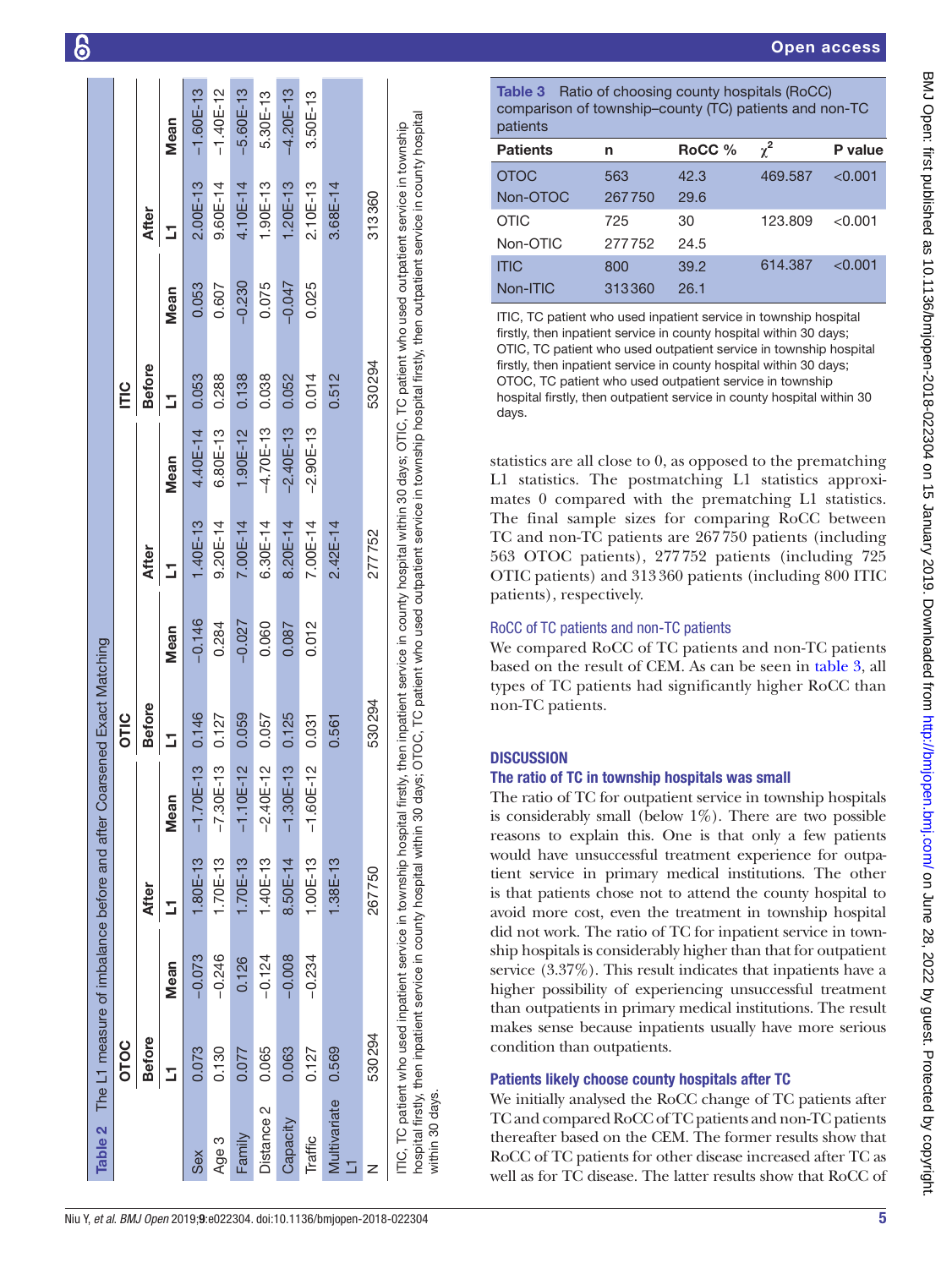**Table 2** The L1 measure of imbalance before and after Coarsened Exact Matching

| | OTOC | | | | OTIC | | | | ITIC | | | |
|---|---|---|---|---|---|---|---|---|---|---|---|---|
| | Before | | After | | Before | | After | | Before | | After | |
| | L1 | Mean | L1 | Mean | L1 | Mean | L1 | Mean | L1 | Mean | L1 | Mean |
| Sex | 0.073 | −0.073 | 1.80E-13 | −1.70E-13 | 0.146 | −0.146 | 1.40E-13 | 4.40E-14 | 0.053 | 0.053 | 2.00E-13 | −1.60E-13 |
| Age 3 | 0.130 | −0.246 | 1.70E-13 | −7.30E-13 | 0.127 | 0.284 | 9.20E-14 | 6.80E-13 | 0.288 | 0.607 | 9.60E-14 | −1.40E-12 |
| Family | 0.077 | 0.126 | 1.70E-13 | −1.10E-12 | 0.059 | −0.027 | 7.00E-14 | 1.90E-12 | 0.138 | −0.230 | 4.10E-14 | −5.60E-13 |
| Distance 2 | 0.065 | −0.124 | 1.40E-13 | −2.40E-12 | 0.057 | 0.060 | 6.30E-14 | −4.70E-13 | 0.038 | 0.075 | 1.90E-13 | 5.30E-13 |
| Capacity | 0.063 | −0.008 | 8.50E-14 | −1.30E-13 | 0.125 | 0.087 | 8.20E-14 | −2.40E-13 | 0.052 | −0.047 | 1.20E-13 | −4.20E-13 |
| Traffic | 0.127 | −0.234 | 1.00E-13 | −1.60E-12 | 0.031 | 0.012 | 7.00E-14 | −2.90E-13 | 0.014 | 0.025 | 2.10E-13 | 3.50E-13 |
| Multivariate L1 | 0.569 | | 1.38E-13 | | 0.561 | | 2.42E-14 | | 0.512 | | 3.68E-14 | |
| N | 530294 | | 267750 | | 530294 | | 277752 | | 530294 | | 313360 | |

ITIC, TC patient who used inpatient service in township hospital firstly, then inpatient service in county hospital within 30 days; OTIC, TC patient who used outpatient service in township hospital firstly, then inpatient service in county hospital within 30 days; OTOC, TC patient who used outpatient service in township hospital firstly, then outpatient service in county hospital within 30 days.

**Table 3** Ratio of choosing county hospitals (RoCC) comparison of township–county (TC) patients and non-TC patients

| Patients | n | RoCC % | $\chi^2$ | P value |
|---|---|---|---|---|
| OTOC | 563 | 42.3 | 469.587 | <0.001 |
| Non-OTOC | 267750 | 29.6 | | |
| OTIC | 725 | 30 | 123.809 | <0.001 |
| Non-OTIC | 277752 | 24.5 | | |
| ITIC | 800 | 39.2 | 614.387 | <0.001 |
| Non-ITIC | 313360 | 26.1 | | |

ITIC, TC patient who used inpatient service in township hospital firstly, then inpatient service in county hospital within 30 days; OTIC, TC patient who used outpatient service in township hospital firstly, then inpatient service in county hospital within 30 days; OTOC, TC patient who used outpatient service in township hospital firstly, then outpatient service in county hospital within 30 days.

statistics are all close to 0, as opposed to the prematching L1 statistics. The postmatching L1 statistics approximates 0 compared with the prematching L1 statistics. The final sample sizes for comparing RoCC between TC and non-TC patients are 267750 patients (including 563 OTOC patients), 277752 patients (including 725 OTIC patients) and 313360 patients (including 800 ITIC patients), respectively.

### RoCC of TC patients and non-TC patients

We compared RoCC of TC patients and non-TC patients based on the result of CEM. As can be seen in table 3, all types of TC patients had significantly higher RoCC than non-TC patients.

## DISCUSSION

### The ratio of TC in township hospitals was small

The ratio of TC for outpatient service in township hospitals is considerably small (below 1%). There are two possible reasons to explain this. One is that only a few patients would have unsuccessful treatment experience for outpatient service in primary medical institutions. The other is that patients chose not to attend the county hospital to avoid more cost, even the treatment in township hospital did not work. The ratio of TC for inpatient service in township hospitals is considerably higher than that for outpatient service (3.37%). This result indicates that inpatients have a higher possibility of experiencing unsuccessful treatment than outpatients in primary medical institutions. The result makes sense because inpatients usually have more serious condition than outpatients.

### Patients likely choose county hospitals after TC

We initially analysed the RoCC change of TC patients after TC and compared RoCC of TC patients and non-TC patients thereafter based on the CEM. The former results show that RoCC of TC patients for other disease increased after TC as well as for TC disease. The latter results show that RoCC of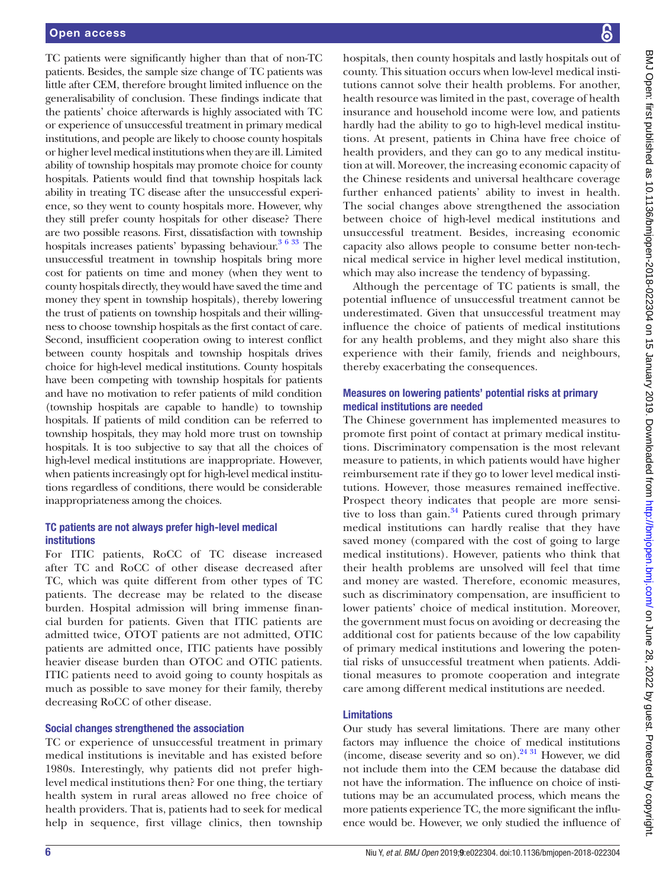TC patients were significantly higher than that of non-TC patients. Besides, the sample size change of TC patients was little after CEM, therefore brought limited influence on the generalisability of conclusion. These findings indicate that the patients' choice afterwards is highly associated with TC or experience of unsuccessful treatment in primary medical institutions, and people are likely to choose county hospitals or higher level medical institutions when they are ill. Limited ability of township hospitals may promote choice for county hospitals. Patients would find that township hospitals lack ability in treating TC disease after the unsuccessful experience, so they went to county hospitals more. However, why they still prefer county hospitals for other disease? There are two possible reasons. First, dissatisfaction with township hospitals increases patients' bypassing behaviour.[3 6 33] The unsuccessful treatment in township hospitals bring more cost for patients on time and money (when they went to county hospitals directly, they would have saved the time and money they spent in township hospitals), thereby lowering the trust of patients on township hospitals and their willingness to choose township hospitals as the first contact of care. Second, insufficient cooperation owing to interest conflict between county hospitals and township hospitals drives choice for high-level medical institutions. County hospitals have been competing with township hospitals for patients and have no motivation to refer patients of mild condition (township hospitals are capable to handle) to township hospitals. If patients of mild condition can be referred to township hospitals, they may hold more trust on township hospitals. It is too subjective to say that all the choices of high-level medical institutions are inappropriate. However, when patients increasingly opt for high-level medical institutions regardless of conditions, there would be considerable inappropriateness among the choices.

### TC patients are not always prefer high-level medical institutions

For ITIC patients, RoCC of TC disease increased after TC and RoCC of other disease decreased after TC, which was quite different from other types of TC patients. The decrease may be related to the disease burden. Hospital admission will bring immense financial burden for patients. Given that ITIC patients are admitted twice, OTOT patients are not admitted, OTIC patients are admitted once, ITIC patients have possibly heavier disease burden than OTOC and OTIC patients. ITIC patients need to avoid going to county hospitals as much as possible to save money for their family, thereby decreasing RoCC of other disease.

### Social changes strengthened the association

TC or experience of unsuccessful treatment in primary medical institutions is inevitable and has existed before 1980s. Interestingly, why patients did not prefer high-level medical institutions then? For one thing, the tertiary health system in rural areas allowed no free choice of health providers. That is, patients had to seek for medical help in sequence, first village clinics, then township hospitals, then county hospitals and lastly hospitals out of county. This situation occurs when low-level medical institutions cannot solve their health problems. For another, health resource was limited in the past, coverage of health insurance and household income were low, and patients hardly had the ability to go to high-level medical institutions. At present, patients in China have free choice of health providers, and they can go to any medical institution at will. Moreover, the increasing economic capacity of the Chinese residents and universal healthcare coverage further enhanced patients' ability to invest in health. The social changes above strengthened the association between choice of high-level medical institutions and unsuccessful treatment. Besides, increasing economic capacity also allows people to consume better non-technical medical service in higher level medical institution, which may also increase the tendency of bypassing.

Although the percentage of TC patients is small, the potential influence of unsuccessful treatment cannot be underestimated. Given that unsuccessful treatment may influence the choice of patients of medical institutions for any health problems, and they might also share this experience with their family, friends and neighbours, thereby exacerbating the consequences.

### Measures on lowering patients' potential risks at primary medical institutions are needed

The Chinese government has implemented measures to promote first point of contact at primary medical institutions. Discriminatory compensation is the most relevant measure to patients, in which patients would have higher reimbursement rate if they go to lower level medical institutions. However, those measures remained ineffective. Prospect theory indicates that people are more sensitive to loss than gain.[34] Patients cured through primary medical institutions can hardly realise that they have saved money (compared with the cost of going to large medical institutions). However, patients who think that their health problems are unsolved will feel that time and money are wasted. Therefore, economic measures, such as discriminatory compensation, are insufficient to lower patients' choice of medical institution. Moreover, the government must focus on avoiding or decreasing the additional cost for patients because of the low capability of primary medical institutions and lowering the potential risks of unsuccessful treatment when patients. Additional measures to promote cooperation and integrate care among different medical institutions are needed.

### Limitations

Our study has several limitations. There are many other factors may influence the choice of medical institutions (income, disease severity and so on).[24 31] However, we did not include them into the CEM because the database did not have the information. The influence on choice of institutions may be an accumulated process, which means the more patients experience TC, the more significant the influence would be. However, we only studied the influence of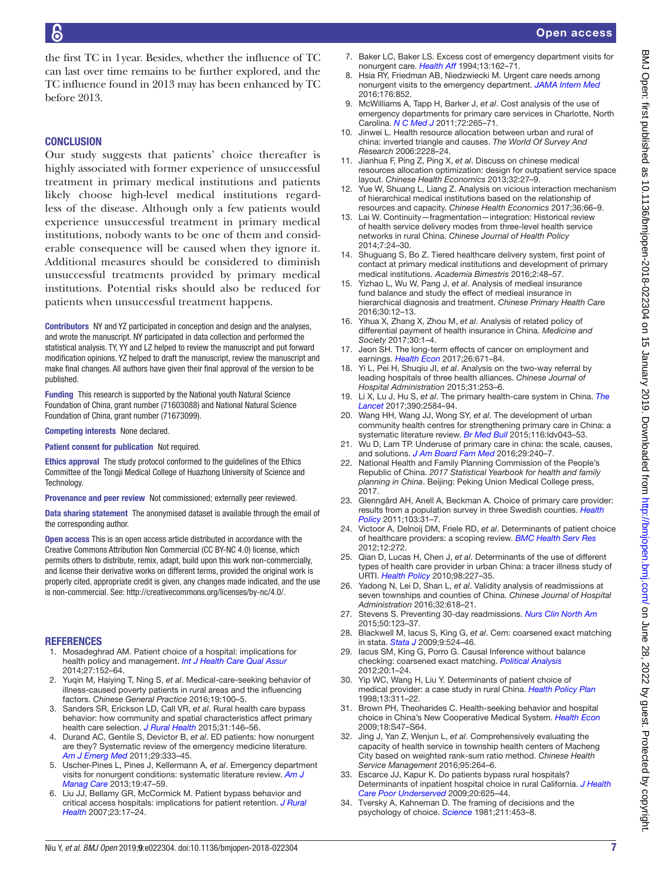the first TC in 1year. Besides, whether the influence of TC can last over time remains to be further explored, and the TC influence found in 2013 may has been enhanced by TC before 2013.

## CONCLUSION

Our study suggests that patients' choice thereafter is highly associated with former experience of unsuccessful treatment in primary medical institutions and patients likely choose high-level medical institutions regardless of the disease. Although only a few patients would experience unsuccessful treatment in primary medical institutions, nobody wants to be one of them and considerable consequence will be caused when they ignore it. Additional measures should be considered to diminish unsuccessful treatments provided by primary medical institutions. Potential risks should also be reduced for patients when unsuccessful treatment happens.

**Contributors** NY and YZ participated in conception and design and the analyses, and wrote the manuscript. NY participated in data collection and performed the statistical analysis. TY, YY and LZ helped to review the manuscript and put forward modification opinions. YZ helped to draft the manuscript, review the manuscript and make final changes. All authors have given their final approval of the version to be published.

**Funding** This research is supported by the National youth Natural Science Foundation of China, grant number (71603088) and National Natural Science Foundation of China, grant number (71673099).

**Competing interests** None declared.

**Patient consent for publication** Not required.

**Ethics approval** The study protocol conformed to the guidelines of the Ethics Committee of the Tongji Medical College of Huazhong University of Science and Technology.

**Provenance and peer review** Not commissioned; externally peer reviewed.

**Data sharing statement** The anonymised dataset is available through the email of the corresponding author.

**Open access** This is an open access article distributed in accordance with the Creative Commons Attribution Non Commercial (CC BY-NC 4.0) license, which permits others to distribute, remix, adapt, build upon this work non-commercially, and license their derivative works on different terms, provided the original work is properly cited, appropriate credit is given, any changes made indicated, and the use is non-commercial. See: http://creativecommons.org/licenses/by-nc/4.0/.

## REFERENCES

1. Mosadeghrad AM. Patient choice of a hospital: implications for health policy and management. *Int J Health Care Qual Assur* 2014;27:152–64.
2. Yuqin M, Haiying T, Ning S, *et al*. Medical-care-seeking behavior of illness-caused poverty patients in rural areas and the influencing factors. *Chinese General Practice* 2016;19:100–5.
3. Sanders SR, Erickson LD, Call VR, *et al*. Rural health care bypass behavior: how community and spatial characteristics affect primary health care selection. *J Rural Health* 2015;31:146–56.
4. Durand AC, Gentile S, Devictor B, *et al*. ED patients: how nonurgent are they? Systematic review of the emergency medicine literature. *Am J Emerg Med* 2011;29:333–45.
5. Uscher-Pines L, Pines J, Kellermann A, *et al*. Emergency department visits for nonurgent conditions: systematic literature review. *Am J Manag Care* 2013;19:47–59.
6. Liu JJ, Bellamy GR, McCormick M. Patient bypass behavior and critical access hospitals: implications for patient retention. *J Rural Health* 2007;23:17–24.
7. Baker LC, Baker LS. Excess cost of emergency department visits for nonurgent care. *Health Aff* 1994;13:162–71.
8. Hsia RY, Friedman AB, Niedzwiecki M. Urgent care needs among nonurgent visits to the emergency department. *JAMA Intern Med* 2016;176:852.
9. McWilliams A, Tapp H, Barker J, *et al*. Cost analysis of the use of emergency departments for primary care services in Charlotte, North Carolina. *N C Med J* 2011;72:265–71.
10. Jinwei L. Health resource allocation between urban and rural of china: inverted triangle and causes. *The World Of Survey And Research* 2006:2228–24.
11. Jianhua F, Ping Z, Ping X, *et al*. Discuss on chinese medical resources allocation optimization: design for outpatient service space layout. *Chinese Health Economics* 2013;32:27–9.
12. Yue W, Shuang L, Liang Z. Analysis on vicious interaction mechanism of hierarchical medical institutions based on the relationship of resources and capacity. *Chinese Health Economics* 2017;36:66–9.
13. Lai W. Continuity—fragmentation—integration: Historical review of health service delivery modes from three-level health service networks in rural China. *Chinese Journal of Health Policy* 2014;7:24–30.
14. Shuguang S, Bo Z. Tiered healthcare delivery system, first point of contact at primary medical institutions and development of primary medical institutions. *Academia Bimestris* 2016;2:48–57.
15. Yizhao L, Wu W, Pang J, *et al*. Analysis of medieal insurance fund balance and study the effect of medieal insurance in hierarchical diagnosis and treatment. *Chinese Primary Health Care* 2016;30:12–13.
16. Yihua X, Zhang X, Zhou M, *et al*. Analysis of related policy of differential payment of health insurance in China. *Medicine and Society* 2017;30:1–4.
17. Jeon SH. The long-term effects of cancer on employment and earnings. *Health Econ* 2017;26:671–84.
18. Yi L, Pei H, Shuqiu JI, *et al*. Analysis on the two-way referral by leading hospitals of three health alliances. *Chinese Journal of Hospital Administration* 2015;31:253–6.
19. Li X, Lu J, Hu S, *et al*. The primary health-care system in China. *The Lancet* 2017;390:2584–94.
20. Wang HH, Wang JJ, Wong SY, *et al*. The development of urban community health centres for strengthening primary care in China: a systematic literature review. *Br Med Bull* 2015;116:ldv043–53.
21. Wu D, Lam TP. Underuse of primary care in china: the scale, causes, and solutions. *J Am Board Fam Med* 2016;29:240–7.
22. National Health and Family Planning Commission of the People's Republic of China. *2017 Statistical Yearbook for health and family planning in China*. Beijing: Peking Union Medical College press, 2017.
23. Glenngård AH, Anell A, Beckman A. Choice of primary care provider: results from a population survey in three Swedish counties. *Health Policy* 2011;103:31–7.
24. Victoor A, Delnoij DM, Friele RD, *et al*. Determinants of patient choice of healthcare providers: a scoping review. *BMC Health Serv Res* 2012;12:272.
25. Qian D, Lucas H, Chen J, *et al*. Determinants of the use of different types of health care provider in urban China: a tracer illness study of URTI. *Health Policy* 2010;98:227–35.
26. Yadong N, Lei D, Shan L, *et al*. Validity analysis of readmissions at seven townships and counties of China. *Chinese Journal of Hospital Administration* 2016;32:618–21.
27. Stevens S. Preventing 30-day readmissions. *Nurs Clin North Am* 2015;50:123–37.
28. Blackwell M, Iacus S, King G, *et al*. Cem: coarsened exact matching in stata. *Stata J* 2009;9:524–46.
29. Iacus SM, King G, Porro G. Causal Inference without balance checking: coarsened exact matching. *Political Analysis* 2012;20:1–24.
30. Yip WC, Wang H, Liu Y. Determinants of patient choice of medical provider: a case study in rural China. *Health Policy Plan* 1998;13:311–22.
31. Brown PH, Theoharides C. Health-seeking behavior and hospital choice in China's New Cooperative Medical System. *Health Econ* 2009;18:S47–S64.
32. Jing J, Yan Z, Wenjun L, *et al*. Comprehensively evaluating the capacity of health service in township health centers of Macheng City based on weighted rank-sum ratio method. *Chinese Health Service Management* 2016;95:264–6.
33. Escarce JJ, Kapur K. Do patients bypass rural hospitals? Determinants of inpatient hospital choice in rural California. *J Health Care Poor Underserved* 2009;20:625–44.
34. Tversky A, Kahneman D. The framing of decisions and the psychology of choice. *Science* 1981;211:453–8.